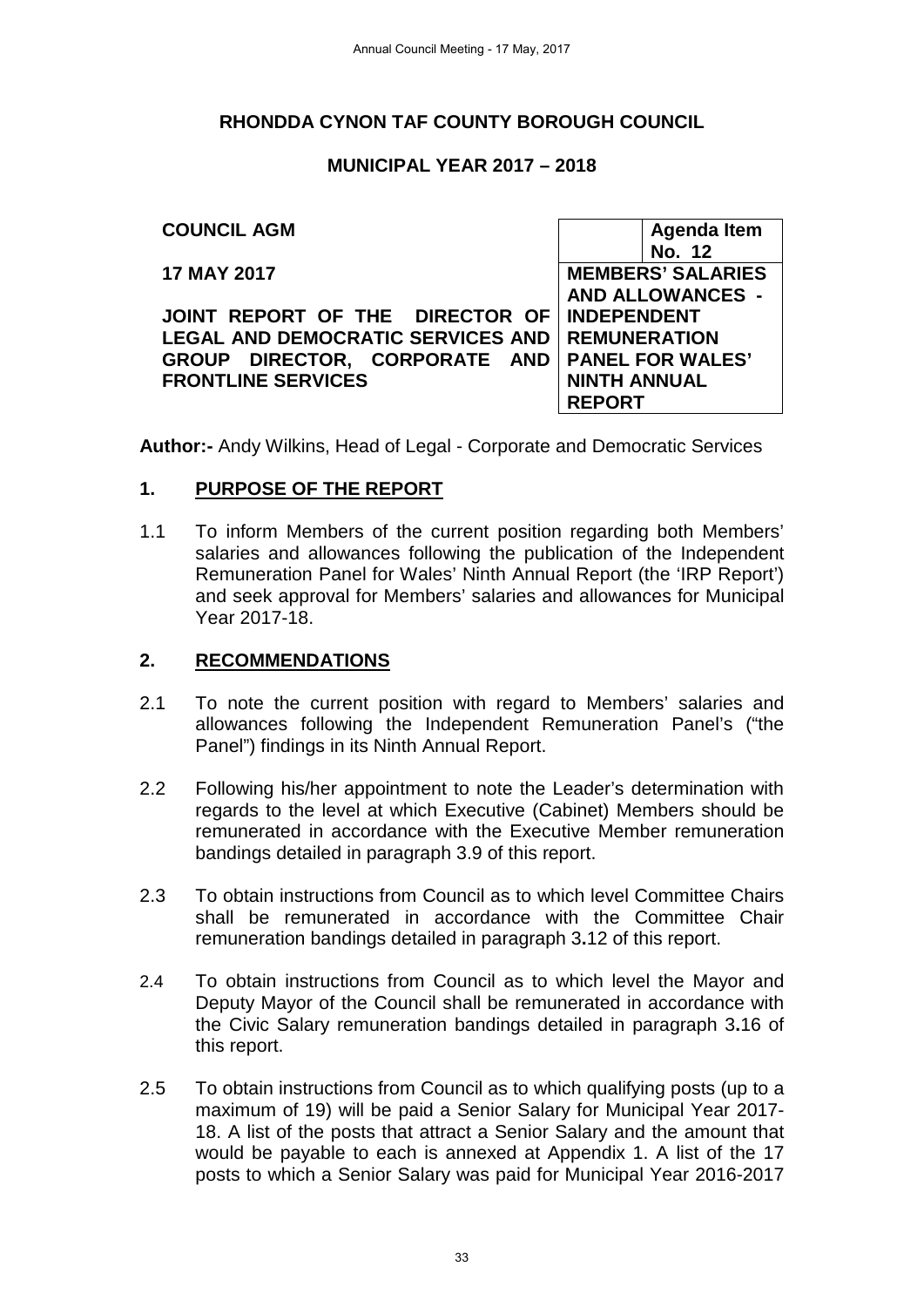# RHONDDA CYNON TAF COUNTY BOROUGH COUNCIL

## MUNICIPAL YEAR 2017 – 2018

| | | |
|---|---|---|
| **COUNCIL AGM** | | **Agenda Item No. 12** |
| **17 MAY 2017** | **MEMBERS' SALARIES AND ALLOWANCES - INDEPENDENT REMUNERATION PANEL FOR WALES' NINTH ANNUAL REPORT** | |
| **JOINT REPORT OF THE DIRECTOR OF LEGAL AND DEMOCRATIC SERVICES AND GROUP DIRECTOR, CORPORATE AND FRONTLINE SERVICES** | | |

**Author:-** Andy Wilkins, Head of Legal - Corporate and Democratic Services

## 1. PURPOSE OF THE REPORT

1.1 To inform Members of the current position regarding both Members' salaries and allowances following the publication of the Independent Remuneration Panel for Wales' Ninth Annual Report (the 'IRP Report') and seek approval for Members' salaries and allowances for Municipal Year 2017-18.

## 2. RECOMMENDATIONS

2.1 To note the current position with regard to Members' salaries and allowances following the Independent Remuneration Panel's ("the Panel") findings in its Ninth Annual Report.

2.2 Following his/her appointment to note the Leader's determination with regards to the level at which Executive (Cabinet) Members should be remunerated in accordance with the Executive Member remuneration bandings detailed in paragraph 3.9 of this report.

2.3 To obtain instructions from Council as to which level Committee Chairs shall be remunerated in accordance with the Committee Chair remuneration bandings detailed in paragraph 3**.**12 of this report.

2.4 To obtain instructions from Council as to which level the Mayor and Deputy Mayor of the Council shall be remunerated in accordance with the Civic Salary remuneration bandings detailed in paragraph 3**.**16 of this report.

2.5 To obtain instructions from Council as to which qualifying posts (up to a maximum of 19) will be paid a Senior Salary for Municipal Year 2017-18. A list of the posts that attract a Senior Salary and the amount that would be payable to each is annexed at Appendix 1. A list of the 17 posts to which a Senior Salary was paid for Municipal Year 2016-2017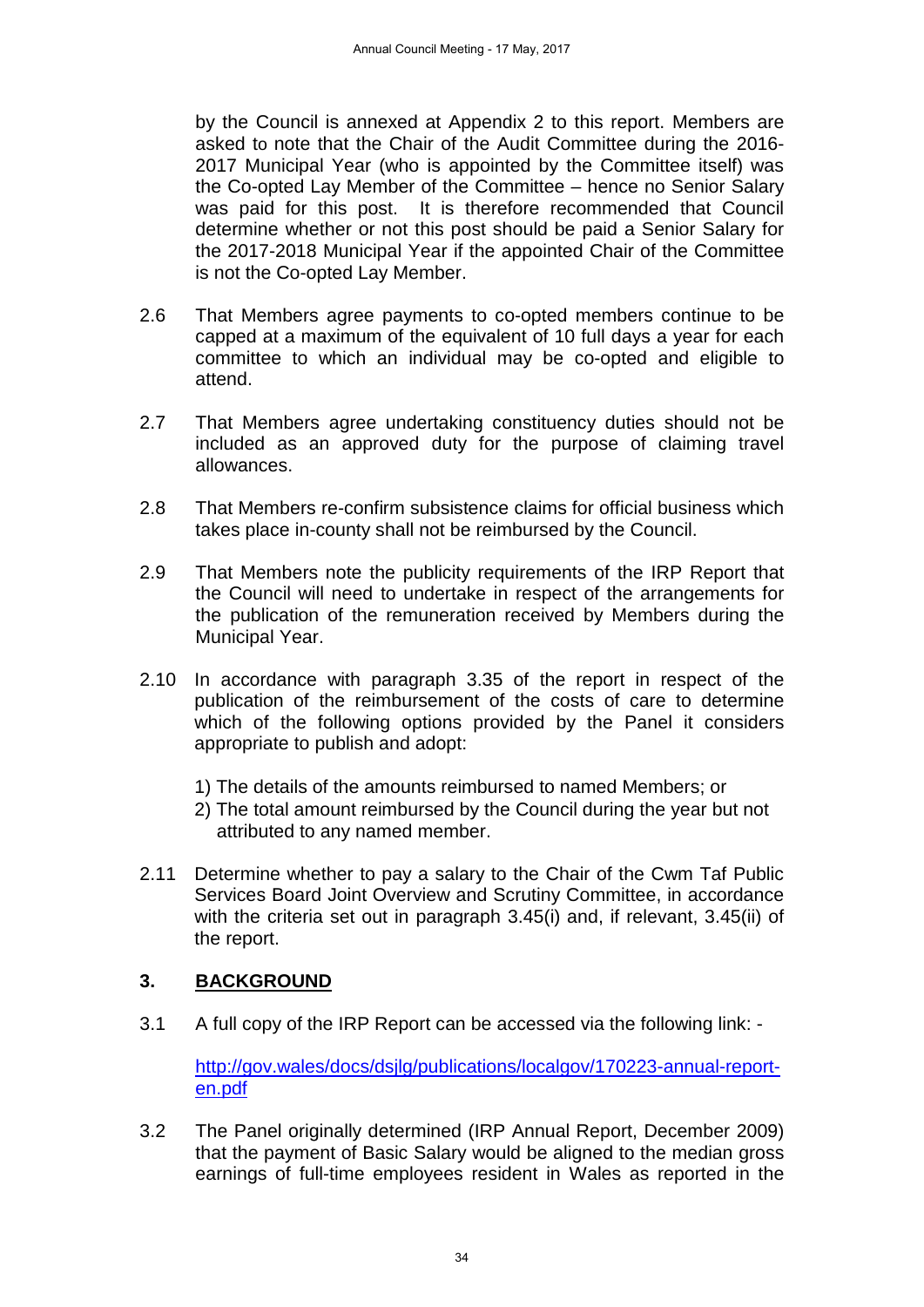by the Council is annexed at Appendix 2 to this report. Members are asked to note that the Chair of the Audit Committee during the 2016-2017 Municipal Year (who is appointed by the Committee itself) was the Co-opted Lay Member of the Committee – hence no Senior Salary was paid for this post. It is therefore recommended that Council determine whether or not this post should be paid a Senior Salary for the 2017-2018 Municipal Year if the appointed Chair of the Committee is not the Co-opted Lay Member.

2.6 That Members agree payments to co-opted members continue to be capped at a maximum of the equivalent of 10 full days a year for each committee to which an individual may be co-opted and eligible to attend.

2.7 That Members agree undertaking constituency duties should not be included as an approved duty for the purpose of claiming travel allowances.

2.8 That Members re-confirm subsistence claims for official business which takes place in-county shall not be reimbursed by the Council.

2.9 That Members note the publicity requirements of the IRP Report that the Council will need to undertake in respect of the arrangements for the publication of the remuneration received by Members during the Municipal Year.

2.10 In accordance with paragraph 3.35 of the report in respect of the publication of the reimbursement of the costs of care to determine which of the following options provided by the Panel it considers appropriate to publish and adopt:

1) The details of the amounts reimbursed to named Members; or
2) The total amount reimbursed by the Council during the year but not attributed to any named member.

2.11 Determine whether to pay a salary to the Chair of the Cwm Taf Public Services Board Joint Overview and Scrutiny Committee, in accordance with the criteria set out in paragraph 3.45(i) and, if relevant, 3.45(ii) of the report.

## 3. BACKGROUND

3.1 A full copy of the IRP Report can be accessed via the following link: -

[http://gov.wales/docs/dsjlg/publications/localgov/170223-annual-report-en.pdf](http://gov.wales/docs/dsjlg/publications/localgov/170223-annual-report-en.pdf)

3.2 The Panel originally determined (IRP Annual Report, December 2009) that the payment of Basic Salary would be aligned to the median gross earnings of full-time employees resident in Wales as reported in the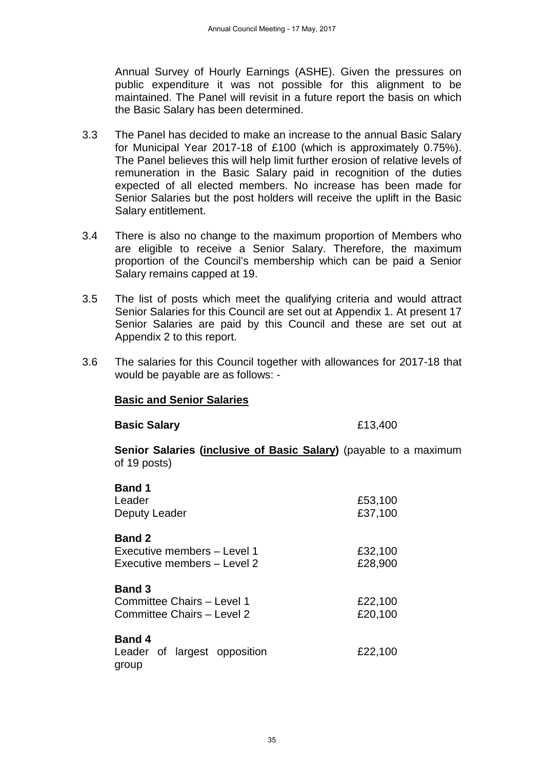Annual Survey of Hourly Earnings (ASHE). Given the pressures on public expenditure it was not possible for this alignment to be maintained. The Panel will revisit in a future report the basis on which the Basic Salary has been determined.

3.3 The Panel has decided to make an increase to the annual Basic Salary for Municipal Year 2017-18 of £100 (which is approximately 0.75%). The Panel believes this will help limit further erosion of relative levels of remuneration in the Basic Salary paid in recognition of the duties expected of all elected members. No increase has been made for Senior Salaries but the post holders will receive the uplift in the Basic Salary entitlement.

3.4 There is also no change to the maximum proportion of Members who are eligible to receive a Senior Salary. Therefore, the maximum proportion of the Council's membership which can be paid a Senior Salary remains capped at 19.

3.5 The list of posts which meet the qualifying criteria and would attract Senior Salaries for this Council are set out at Appendix 1. At present 17 Senior Salaries are paid by this Council and these are set out at Appendix 2 to this report.

3.6 The salaries for this Council together with allowances for 2017-18 that would be payable are as follows: -

**Basic and Senior Salaries**

**Basic Salary** £13,400

**Senior Salaries (inclusive of Basic Salary)** (payable to a maximum of 19 posts)

| | |
|---|---|
| **Band 1** | |
| Leader | £53,100 |
| Deputy Leader | £37,100 |
| **Band 2** | |
| Executive members – Level 1 | £32,100 |
| Executive members – Level 2 | £28,900 |
| **Band 3** | |
| Committee Chairs – Level 1 | £22,100 |
| Committee Chairs – Level 2 | £20,100 |
| **Band 4** | |
| Leader of largest opposition group | £22,100 |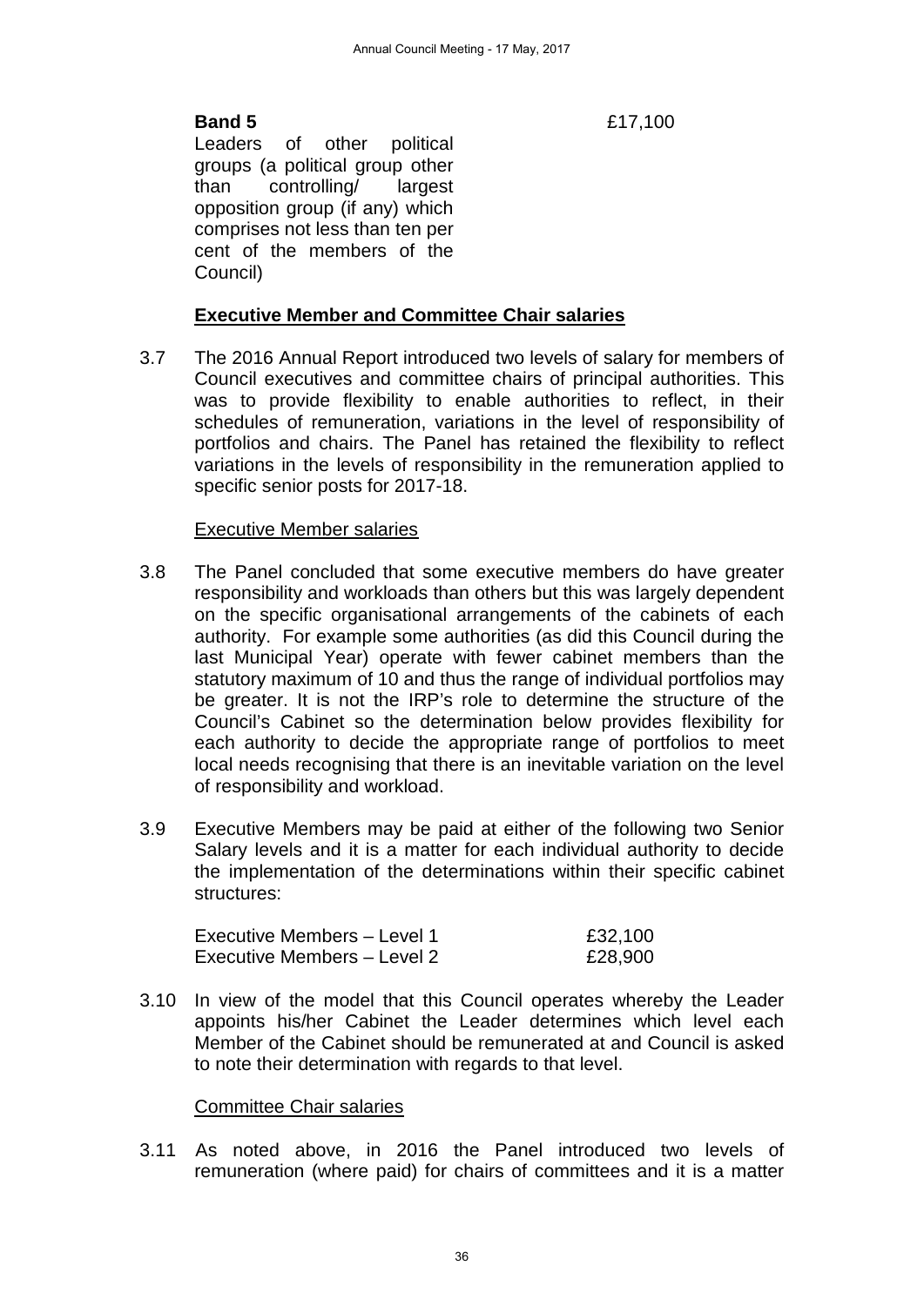| | |
|---|---|
| **Band 5**<br>Leaders of other political groups (a political group other than controlling/ largest opposition group (if any) which comprises not less than ten per cent of the members of the Council) | £17,100 |

**Executive Member and Committee Chair salaries**

3.7 The 2016 Annual Report introduced two levels of salary for members of Council executives and committee chairs of principal authorities. This was to provide flexibility to enable authorities to reflect, in their schedules of remuneration, variations in the level of responsibility of portfolios and chairs. The Panel has retained the flexibility to reflect variations in the levels of responsibility in the remuneration applied to specific senior posts for 2017-18.

Executive Member salaries

3.8 The Panel concluded that some executive members do have greater responsibility and workloads than others but this was largely dependent on the specific organisational arrangements of the cabinets of each authority. For example some authorities (as did this Council during the last Municipal Year) operate with fewer cabinet members than the statutory maximum of 10 and thus the range of individual portfolios may be greater. It is not the IRP's role to determine the structure of the Council's Cabinet so the determination below provides flexibility for each authority to decide the appropriate range of portfolios to meet local needs recognising that there is an inevitable variation on the level of responsibility and workload.

3.9 Executive Members may be paid at either of the following two Senior Salary levels and it is a matter for each individual authority to decide the implementation of the determinations within their specific cabinet structures:

| | |
|---|---|
| Executive Members – Level 1 | £32,100 |
| Executive Members – Level 2 | £28,900 |

3.10 In view of the model that this Council operates whereby the Leader appoints his/her Cabinet the Leader determines which level each Member of the Cabinet should be remunerated at and Council is asked to note their determination with regards to that level.

Committee Chair salaries

3.11 As noted above, in 2016 the Panel introduced two levels of remuneration (where paid) for chairs of committees and it is a matter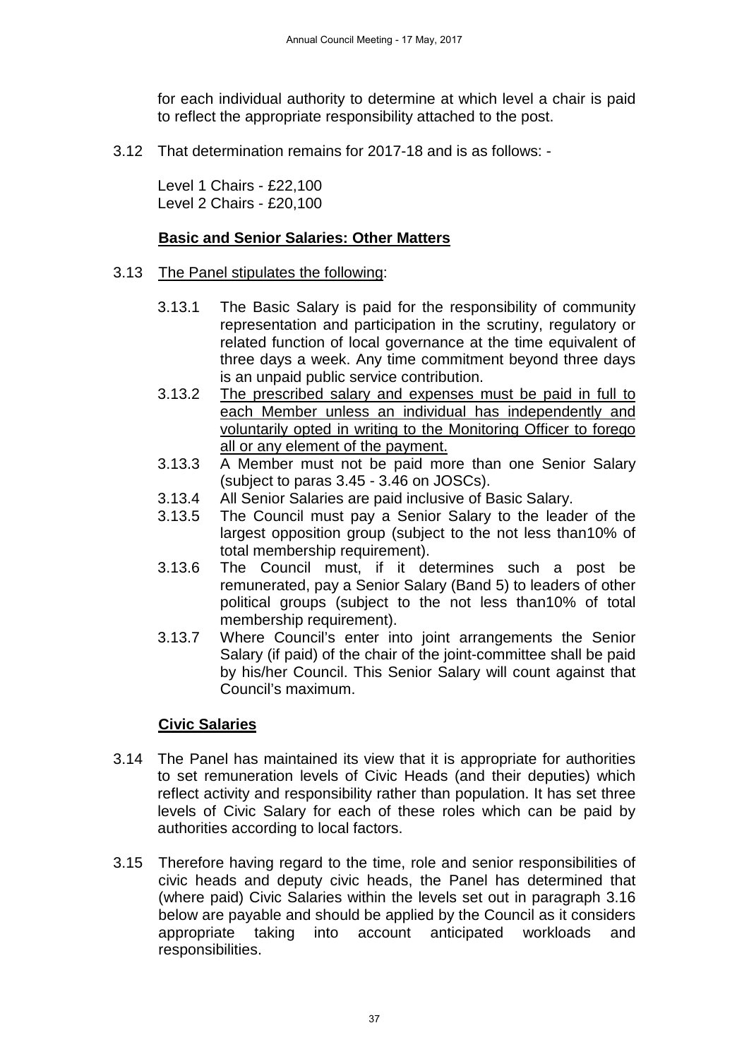for each individual authority to determine at which level a chair is paid to reflect the appropriate responsibility attached to the post.

3.12 That determination remains for 2017-18 and is as follows: -

Level 1 Chairs - £22,100
Level 2 Chairs - £20,100

**Basic and Senior Salaries: Other Matters**

3.13 The Panel stipulates the following:

3.13.1 The Basic Salary is paid for the responsibility of community representation and participation in the scrutiny, regulatory or related function of local governance at the time equivalent of three days a week. Any time commitment beyond three days is an unpaid public service contribution.

3.13.2 The prescribed salary and expenses must be paid in full to each Member unless an individual has independently and voluntarily opted in writing to the Monitoring Officer to forego all or any element of the payment.

3.13.3 A Member must not be paid more than one Senior Salary (subject to paras 3.45 - 3.46 on JOSCs).

3.13.4 All Senior Salaries are paid inclusive of Basic Salary.

3.13.5 The Council must pay a Senior Salary to the leader of the largest opposition group (subject to the not less than10% of total membership requirement).

3.13.6 The Council must, if it determines such a post be remunerated, pay a Senior Salary (Band 5) to leaders of other political groups (subject to the not less than10% of total membership requirement).

3.13.7 Where Council's enter into joint arrangements the Senior Salary (if paid) of the chair of the joint-committee shall be paid by his/her Council. This Senior Salary will count against that Council's maximum.

**Civic Salaries**

3.14 The Panel has maintained its view that it is appropriate for authorities to set remuneration levels of Civic Heads (and their deputies) which reflect activity and responsibility rather than population. It has set three levels of Civic Salary for each of these roles which can be paid by authorities according to local factors.

3.15 Therefore having regard to the time, role and senior responsibilities of civic heads and deputy civic heads, the Panel has determined that (where paid) Civic Salaries within the levels set out in paragraph 3.16 below are payable and should be applied by the Council as it considers appropriate taking into account anticipated workloads and responsibilities.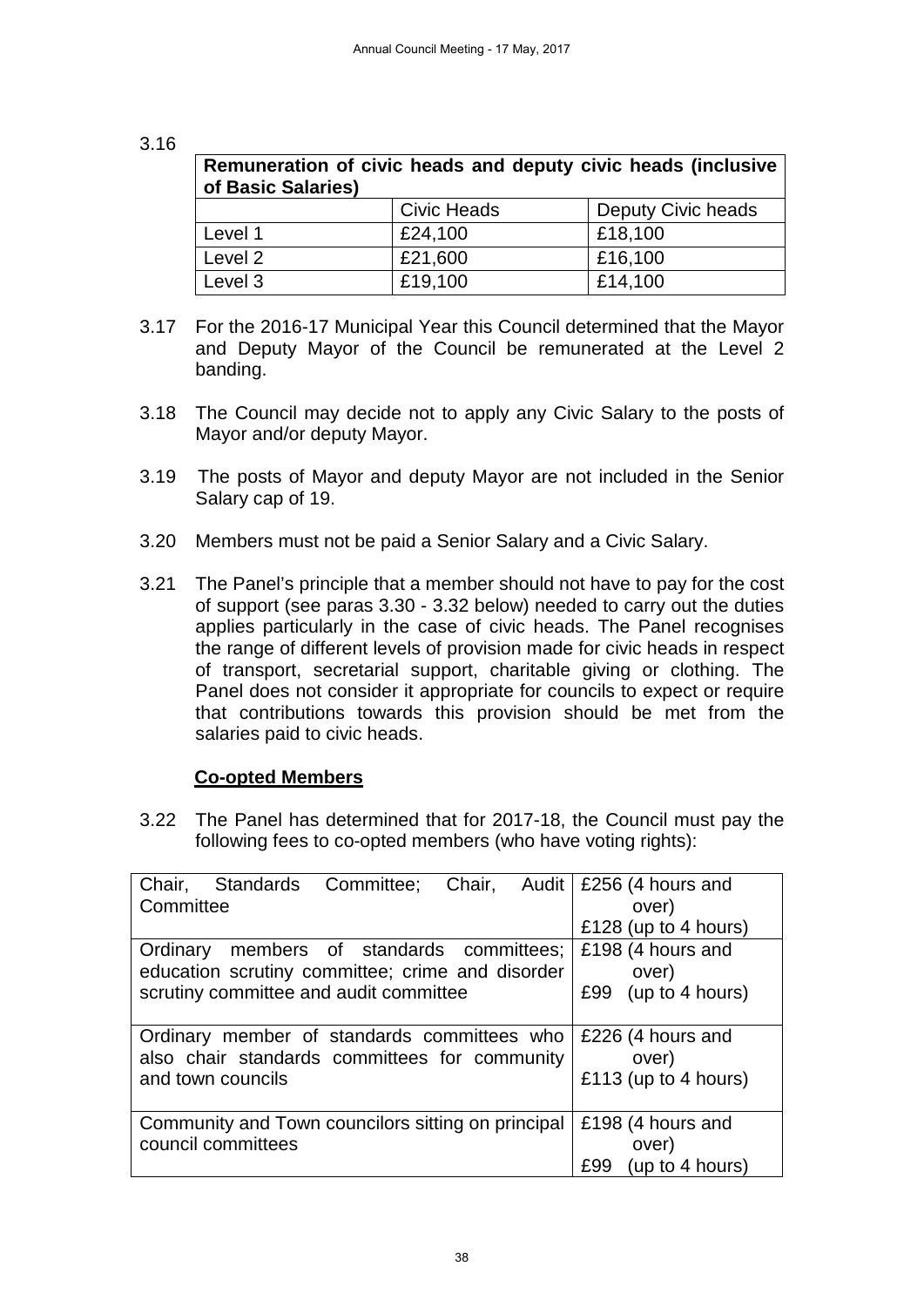3.16

| Remuneration of civic heads and deputy civic heads (inclusive of Basic Salaries) | | |
|---|---|---|
| | Civic Heads | Deputy Civic heads |
| Level 1 | £24,100 | £18,100 |
| Level 2 | £21,600 | £16,100 |
| Level 3 | £19,100 | £14,100 |

3.17 For the 2016-17 Municipal Year this Council determined that the Mayor and Deputy Mayor of the Council be remunerated at the Level 2 banding.

3.18 The Council may decide not to apply any Civic Salary to the posts of Mayor and/or deputy Mayor.

3.19 The posts of Mayor and deputy Mayor are not included in the Senior Salary cap of 19.

3.20 Members must not be paid a Senior Salary and a Civic Salary.

3.21 The Panel's principle that a member should not have to pay for the cost of support (see paras 3.30 - 3.32 below) needed to carry out the duties applies particularly in the case of civic heads. The Panel recognises the range of different levels of provision made for civic heads in respect of transport, secretarial support, charitable giving or clothing. The Panel does not consider it appropriate for councils to expect or require that contributions towards this provision should be met from the salaries paid to civic heads.

**Co-opted Members**

3.22 The Panel has determined that for 2017-18, the Council must pay the following fees to co-opted members (who have voting rights):

| | |
|---|---|
| Chair, Standards Committee; Chair, Audit Committee | £256 (4 hours and over)<br>£128 (up to 4 hours) |
| Ordinary members of standards committees; education scrutiny committee; crime and disorder scrutiny committee and audit committee | £198 (4 hours and over)<br>£99 (up to 4 hours) |
| Ordinary member of standards committees who also chair standards committees for community and town councils | £226 (4 hours and over)<br>£113 (up to 4 hours) |
| Community and Town councilors sitting on principal council committees | £198 (4 hours and over)<br>£99 (up to 4 hours) |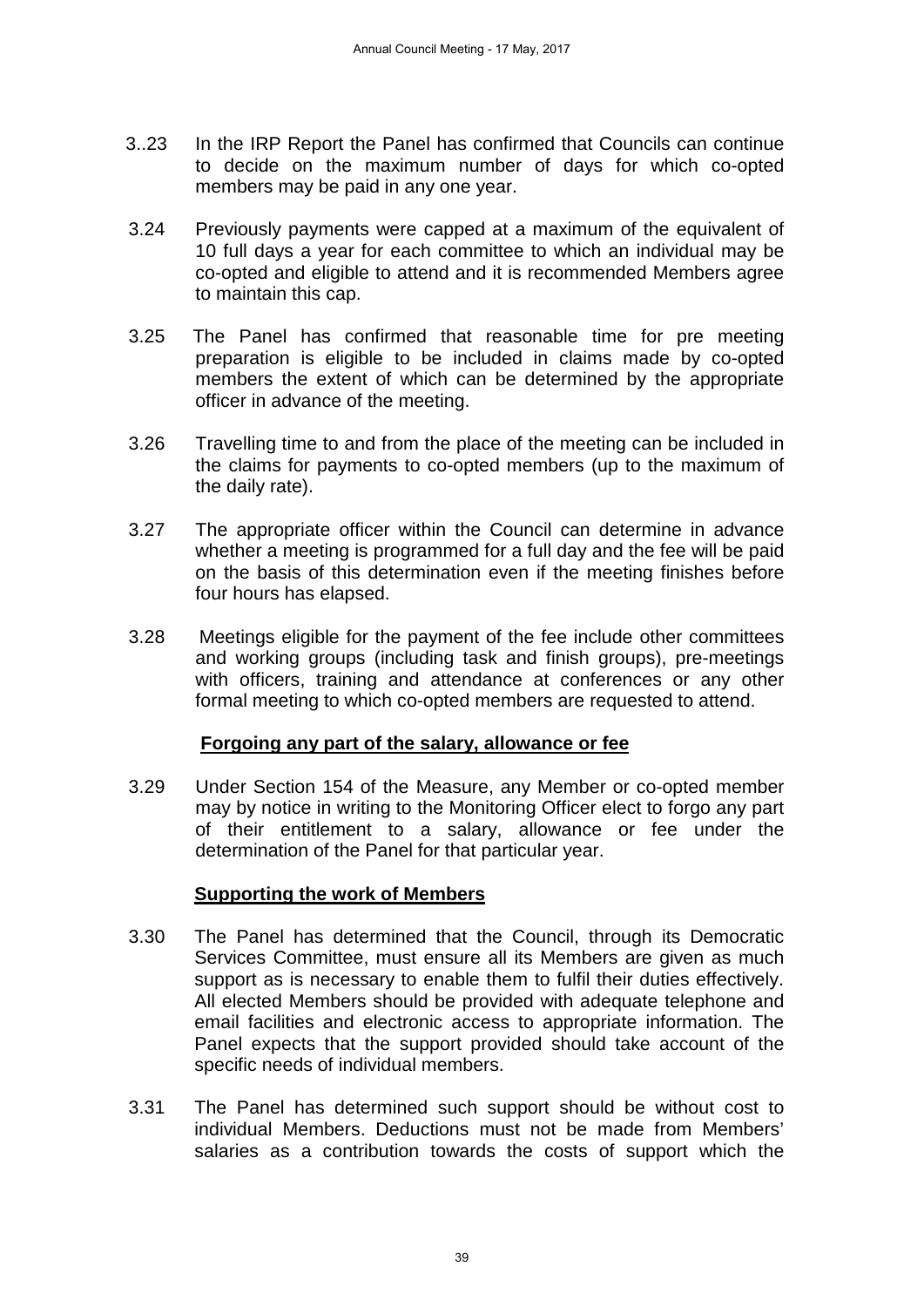3..23 In the IRP Report the Panel has confirmed that Councils can continue to decide on the maximum number of days for which co-opted members may be paid in any one year.

3.24 Previously payments were capped at a maximum of the equivalent of 10 full days a year for each committee to which an individual may be co-opted and eligible to attend and it is recommended Members agree to maintain this cap.

3.25 The Panel has confirmed that reasonable time for pre meeting preparation is eligible to be included in claims made by co-opted members the extent of which can be determined by the appropriate officer in advance of the meeting.

3.26 Travelling time to and from the place of the meeting can be included in the claims for payments to co-opted members (up to the maximum of the daily rate).

3.27 The appropriate officer within the Council can determine in advance whether a meeting is programmed for a full day and the fee will be paid on the basis of this determination even if the meeting finishes before four hours has elapsed.

3.28 Meetings eligible for the payment of the fee include other committees and working groups (including task and finish groups), pre-meetings with officers, training and attendance at conferences or any other formal meeting to which co-opted members are requested to attend.

**Forgoing any part of the salary, allowance or fee**

3.29 Under Section 154 of the Measure, any Member or co-opted member may by notice in writing to the Monitoring Officer elect to forgo any part of their entitlement to a salary, allowance or fee under the determination of the Panel for that particular year.

**Supporting the work of Members**

3.30 The Panel has determined that the Council, through its Democratic Services Committee, must ensure all its Members are given as much support as is necessary to enable them to fulfil their duties effectively. All elected Members should be provided with adequate telephone and email facilities and electronic access to appropriate information. The Panel expects that the support provided should take account of the specific needs of individual members.

3.31 The Panel has determined such support should be without cost to individual Members. Deductions must not be made from Members' salaries as a contribution towards the costs of support which the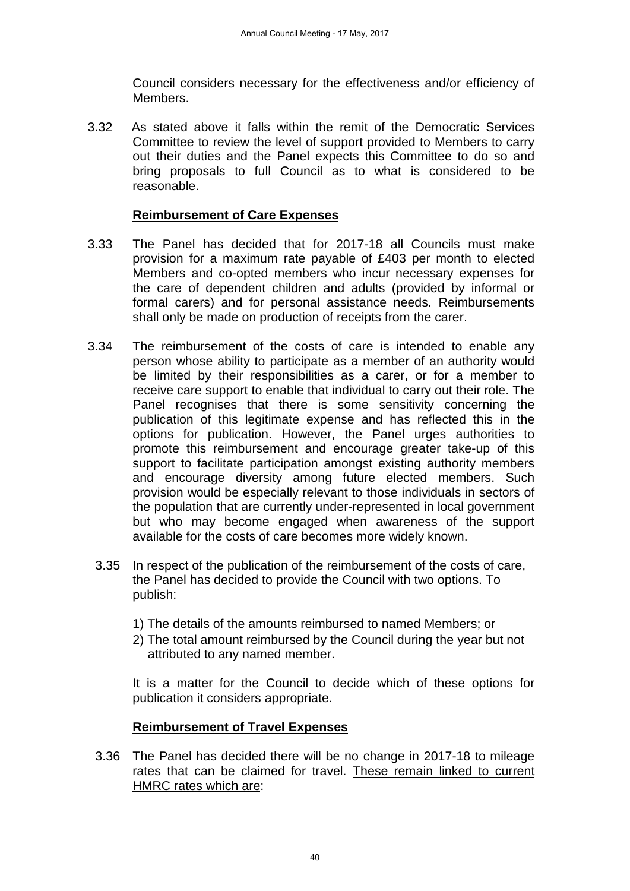Council considers necessary for the effectiveness and/or efficiency of Members.

3.32 As stated above it falls within the remit of the Democratic Services Committee to review the level of support provided to Members to carry out their duties and the Panel expects this Committee to do so and bring proposals to full Council as to what is considered to be reasonable.

**Reimbursement of Care Expenses**

3.33 The Panel has decided that for 2017-18 all Councils must make provision for a maximum rate payable of £403 per month to elected Members and co-opted members who incur necessary expenses for the care of dependent children and adults (provided by informal or formal carers) and for personal assistance needs. Reimbursements shall only be made on production of receipts from the carer.

3.34 The reimbursement of the costs of care is intended to enable any person whose ability to participate as a member of an authority would be limited by their responsibilities as a carer, or for a member to receive care support to enable that individual to carry out their role. The Panel recognises that there is some sensitivity concerning the publication of this legitimate expense and has reflected this in the options for publication. However, the Panel urges authorities to promote this reimbursement and encourage greater take-up of this support to facilitate participation amongst existing authority members and encourage diversity among future elected members. Such provision would be especially relevant to those individuals in sectors of the population that are currently under-represented in local government but who may become engaged when awareness of the support available for the costs of care becomes more widely known.

3.35 In respect of the publication of the reimbursement of the costs of care, the Panel has decided to provide the Council with two options. To publish:

1) The details of the amounts reimbursed to named Members; or
2) The total amount reimbursed by the Council during the year but not attributed to any named member.

It is a matter for the Council to decide which of these options for publication it considers appropriate.

**Reimbursement of Travel Expenses**

3.36 The Panel has decided there will be no change in 2017-18 to mileage rates that can be claimed for travel. These remain linked to current HMRC rates which are: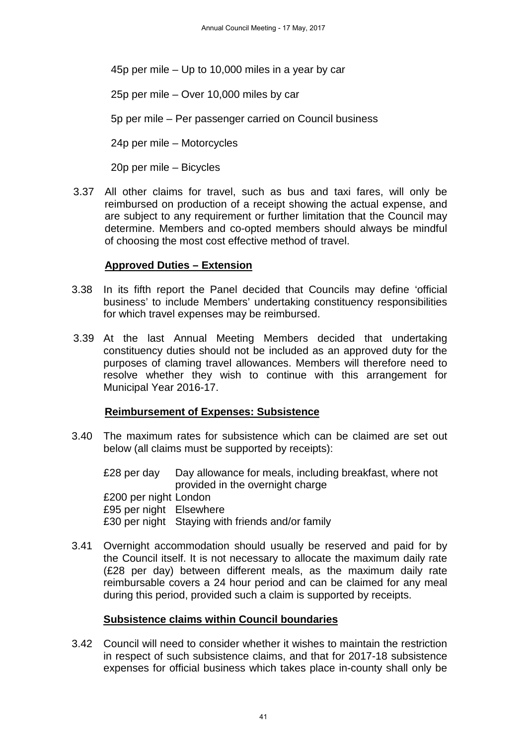45p per mile – Up to 10,000 miles in a year by car

25p per mile – Over 10,000 miles by car

5p per mile – Per passenger carried on Council business

24p per mile – Motorcycles

20p per mile – Bicycles

3.37 All other claims for travel, such as bus and taxi fares, will only be reimbursed on production of a receipt showing the actual expense, and are subject to any requirement or further limitation that the Council may determine. Members and co-opted members should always be mindful of choosing the most cost effective method of travel.

**Approved Duties – Extension**

3.38 In its fifth report the Panel decided that Councils may define 'official business' to include Members' undertaking constituency responsibilities for which travel expenses may be reimbursed.

3.39 At the last Annual Meeting Members decided that undertaking constituency duties should not be included as an approved duty for the purposes of claming travel allowances. Members will therefore need to resolve whether they wish to continue with this arrangement for Municipal Year 2016-17.

**Reimbursement of Expenses: Subsistence**

3.40 The maximum rates for subsistence which can be claimed are set out below (all claims must be supported by receipts):

| | |
|---|---|
| £28 per day | Day allowance for meals, including breakfast, where not provided in the overnight charge |
| £200 per night | London |
| £95 per night | Elsewhere |
| £30 per night | Staying with friends and/or family |

3.41 Overnight accommodation should usually be reserved and paid for by the Council itself. It is not necessary to allocate the maximum daily rate (£28 per day) between different meals, as the maximum daily rate reimbursable covers a 24 hour period and can be claimed for any meal during this period, provided such a claim is supported by receipts.

**Subsistence claims within Council boundaries**

3.42 Council will need to consider whether it wishes to maintain the restriction in respect of such subsistence claims, and that for 2017-18 subsistence expenses for official business which takes place in-county shall only be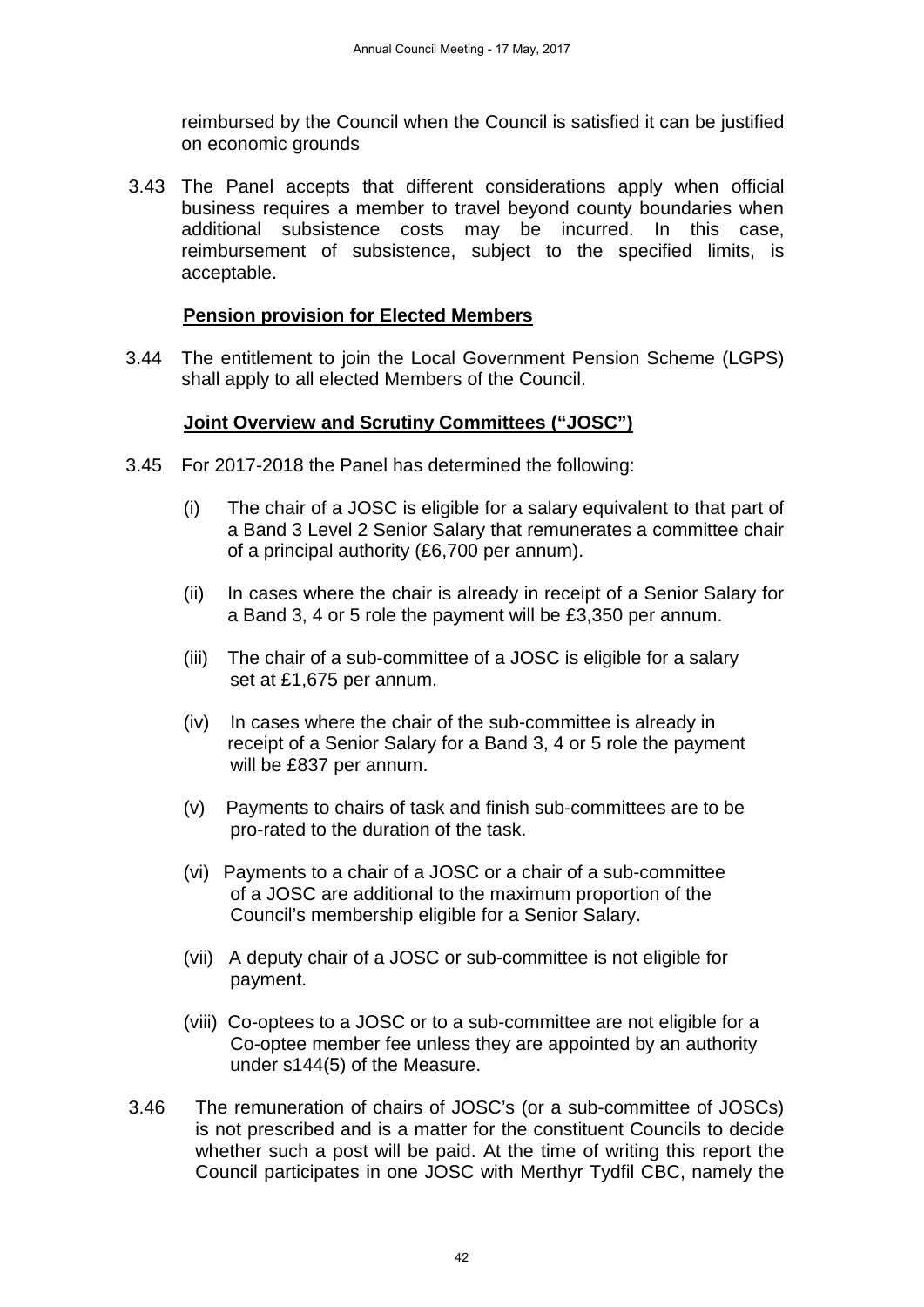reimbursed by the Council when the Council is satisfied it can be justified on economic grounds

3.43 The Panel accepts that different considerations apply when official business requires a member to travel beyond county boundaries when additional subsistence costs may be incurred. In this case, reimbursement of subsistence, subject to the specified limits, is acceptable.

**Pension provision for Elected Members**

3.44 The entitlement to join the Local Government Pension Scheme (LGPS) shall apply to all elected Members of the Council.

**Joint Overview and Scrutiny Committees ("JOSC")**

3.45 For 2017-2018 the Panel has determined the following:

(i) The chair of a JOSC is eligible for a salary equivalent to that part of a Band 3 Level 2 Senior Salary that remunerates a committee chair of a principal authority (£6,700 per annum).

(ii) In cases where the chair is already in receipt of a Senior Salary for a Band 3, 4 or 5 role the payment will be £3,350 per annum.

(iii) The chair of a sub-committee of a JOSC is eligible for a salary set at £1,675 per annum.

(iv) In cases where the chair of the sub-committee is already in receipt of a Senior Salary for a Band 3, 4 or 5 role the payment will be £837 per annum.

(v) Payments to chairs of task and finish sub-committees are to be pro-rated to the duration of the task.

(vi) Payments to a chair of a JOSC or a chair of a sub-committee of a JOSC are additional to the maximum proportion of the Council's membership eligible for a Senior Salary.

(vii) A deputy chair of a JOSC or sub-committee is not eligible for payment.

(viii) Co-optees to a JOSC or to a sub-committee are not eligible for a Co-optee member fee unless they are appointed by an authority under s144(5) of the Measure.

3.46 The remuneration of chairs of JOSC's (or a sub-committee of JOSCs) is not prescribed and is a matter for the constituent Councils to decide whether such a post will be paid. At the time of writing this report the Council participates in one JOSC with Merthyr Tydfil CBC, namely the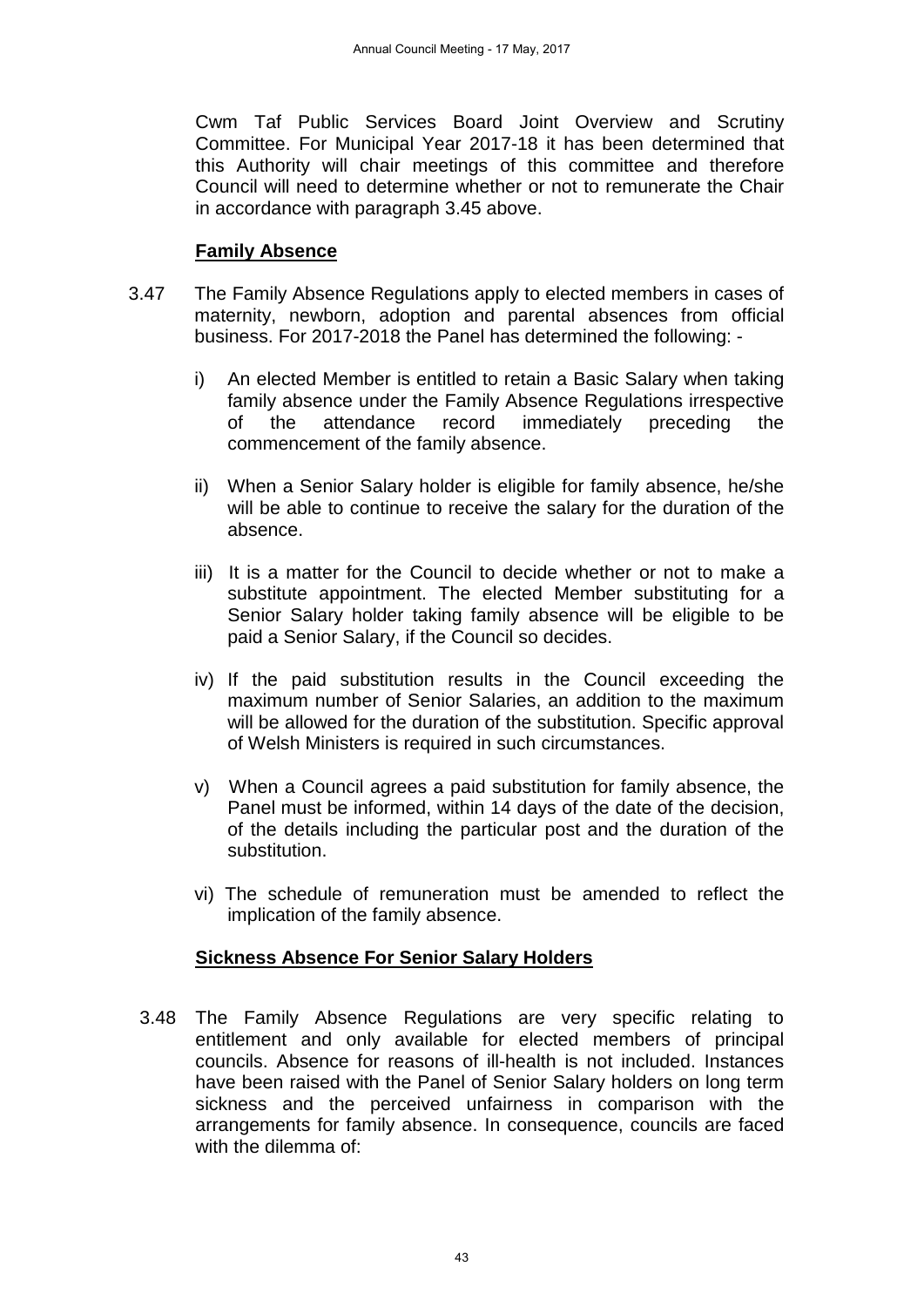Cwm Taf Public Services Board Joint Overview and Scrutiny Committee. For Municipal Year 2017-18 it has been determined that this Authority will chair meetings of this committee and therefore Council will need to determine whether or not to remunerate the Chair in accordance with paragraph 3.45 above.

**Family Absence**

3.47 The Family Absence Regulations apply to elected members in cases of maternity, newborn, adoption and parental absences from official business. For 2017-2018 the Panel has determined the following: -

i) An elected Member is entitled to retain a Basic Salary when taking family absence under the Family Absence Regulations irrespective of the attendance record immediately preceding the commencement of the family absence.

ii) When a Senior Salary holder is eligible for family absence, he/she will be able to continue to receive the salary for the duration of the absence.

iii) It is a matter for the Council to decide whether or not to make a substitute appointment. The elected Member substituting for a Senior Salary holder taking family absence will be eligible to be paid a Senior Salary, if the Council so decides.

iv) If the paid substitution results in the Council exceeding the maximum number of Senior Salaries, an addition to the maximum will be allowed for the duration of the substitution. Specific approval of Welsh Ministers is required in such circumstances.

v) When a Council agrees a paid substitution for family absence, the Panel must be informed, within 14 days of the date of the decision, of the details including the particular post and the duration of the substitution.

vi) The schedule of remuneration must be amended to reflect the implication of the family absence.

**Sickness Absence For Senior Salary Holders**

3.48 The Family Absence Regulations are very specific relating to entitlement and only available for elected members of principal councils. Absence for reasons of ill-health is not included. Instances have been raised with the Panel of Senior Salary holders on long term sickness and the perceived unfairness in comparison with the arrangements for family absence. In consequence, councils are faced with the dilemma of: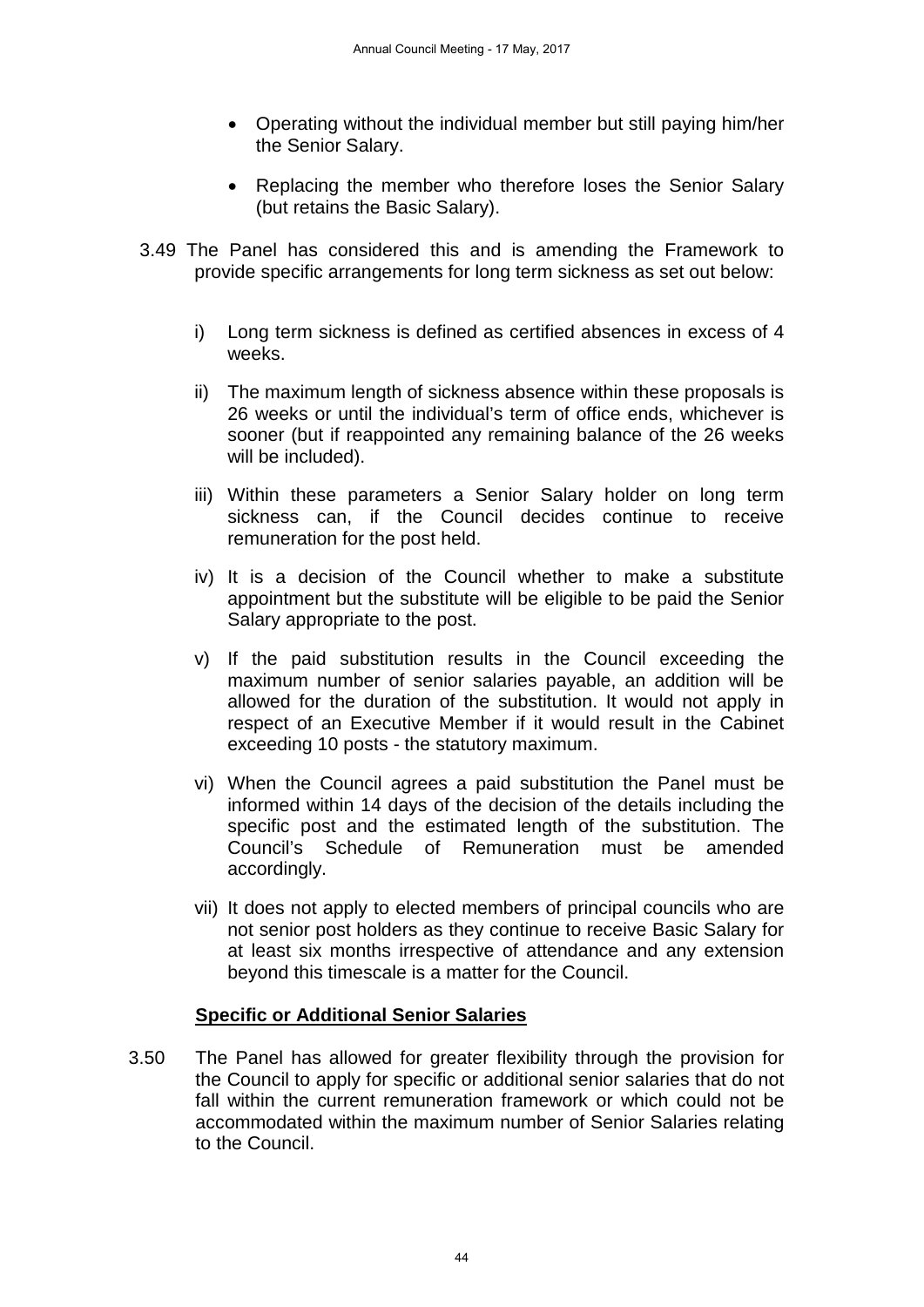- Operating without the individual member but still paying him/her the Senior Salary.
- Replacing the member who therefore loses the Senior Salary (but retains the Basic Salary).

3.49 The Panel has considered this and is amending the Framework to provide specific arrangements for long term sickness as set out below:

i) Long term sickness is defined as certified absences in excess of 4 weeks.

ii) The maximum length of sickness absence within these proposals is 26 weeks or until the individual's term of office ends, whichever is sooner (but if reappointed any remaining balance of the 26 weeks will be included).

iii) Within these parameters a Senior Salary holder on long term sickness can, if the Council decides continue to receive remuneration for the post held.

iv) It is a decision of the Council whether to make a substitute appointment but the substitute will be eligible to be paid the Senior Salary appropriate to the post.

v) If the paid substitution results in the Council exceeding the maximum number of senior salaries payable, an addition will be allowed for the duration of the substitution. It would not apply in respect of an Executive Member if it would result in the Cabinet exceeding 10 posts - the statutory maximum.

vi) When the Council agrees a paid substitution the Panel must be informed within 14 days of the decision of the details including the specific post and the estimated length of the substitution. The Council's Schedule of Remuneration must be amended accordingly.

vii) It does not apply to elected members of principal councils who are not senior post holders as they continue to receive Basic Salary for at least six months irrespective of attendance and any extension beyond this timescale is a matter for the Council.

**Specific or Additional Senior Salaries**

3.50 The Panel has allowed for greater flexibility through the provision for the Council to apply for specific or additional senior salaries that do not fall within the current remuneration framework or which could not be accommodated within the maximum number of Senior Salaries relating to the Council.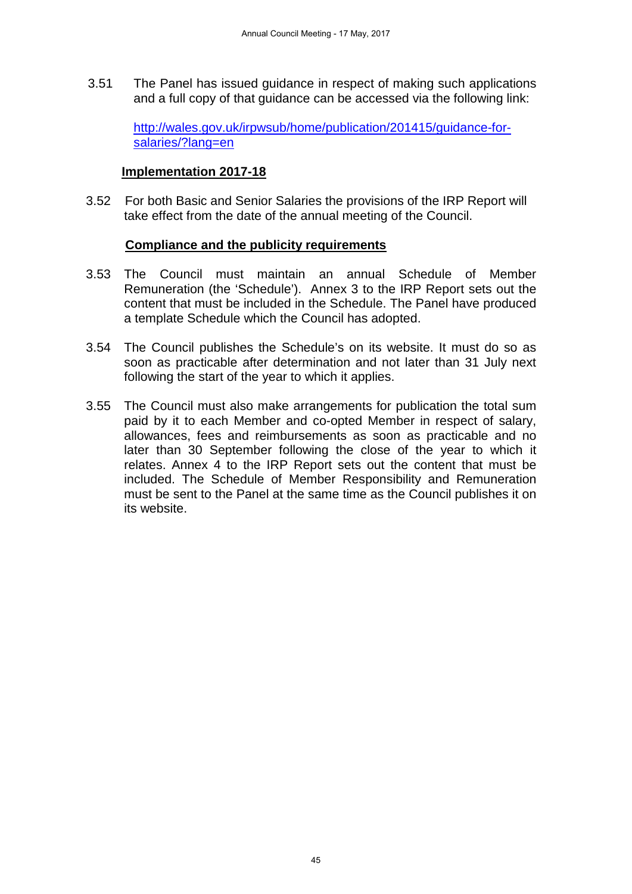3.51 The Panel has issued guidance in respect of making such applications and a full copy of that guidance can be accessed via the following link:

[http://wales.gov.uk/irpwsub/home/publication/201415/guidance-for-salaries/?lang=en](http://wales.gov.uk/irpwsub/home/publication/201415/guidance-for-salaries/?lang=en)

**Implementation 2017-18**

3.52 For both Basic and Senior Salaries the provisions of the IRP Report will take effect from the date of the annual meeting of the Council.

**Compliance and the publicity requirements**

3.53 The Council must maintain an annual Schedule of Member Remuneration (the 'Schedule'). Annex 3 to the IRP Report sets out the content that must be included in the Schedule. The Panel have produced a template Schedule which the Council has adopted.

3.54 The Council publishes the Schedule's on its website. It must do so as soon as practicable after determination and not later than 31 July next following the start of the year to which it applies.

3.55 The Council must also make arrangements for publication the total sum paid by it to each Member and co-opted Member in respect of salary, allowances, fees and reimbursements as soon as practicable and no later than 30 September following the close of the year to which it relates. Annex 4 to the IRP Report sets out the content that must be included. The Schedule of Member Responsibility and Remuneration must be sent to the Panel at the same time as the Council publishes it on its website.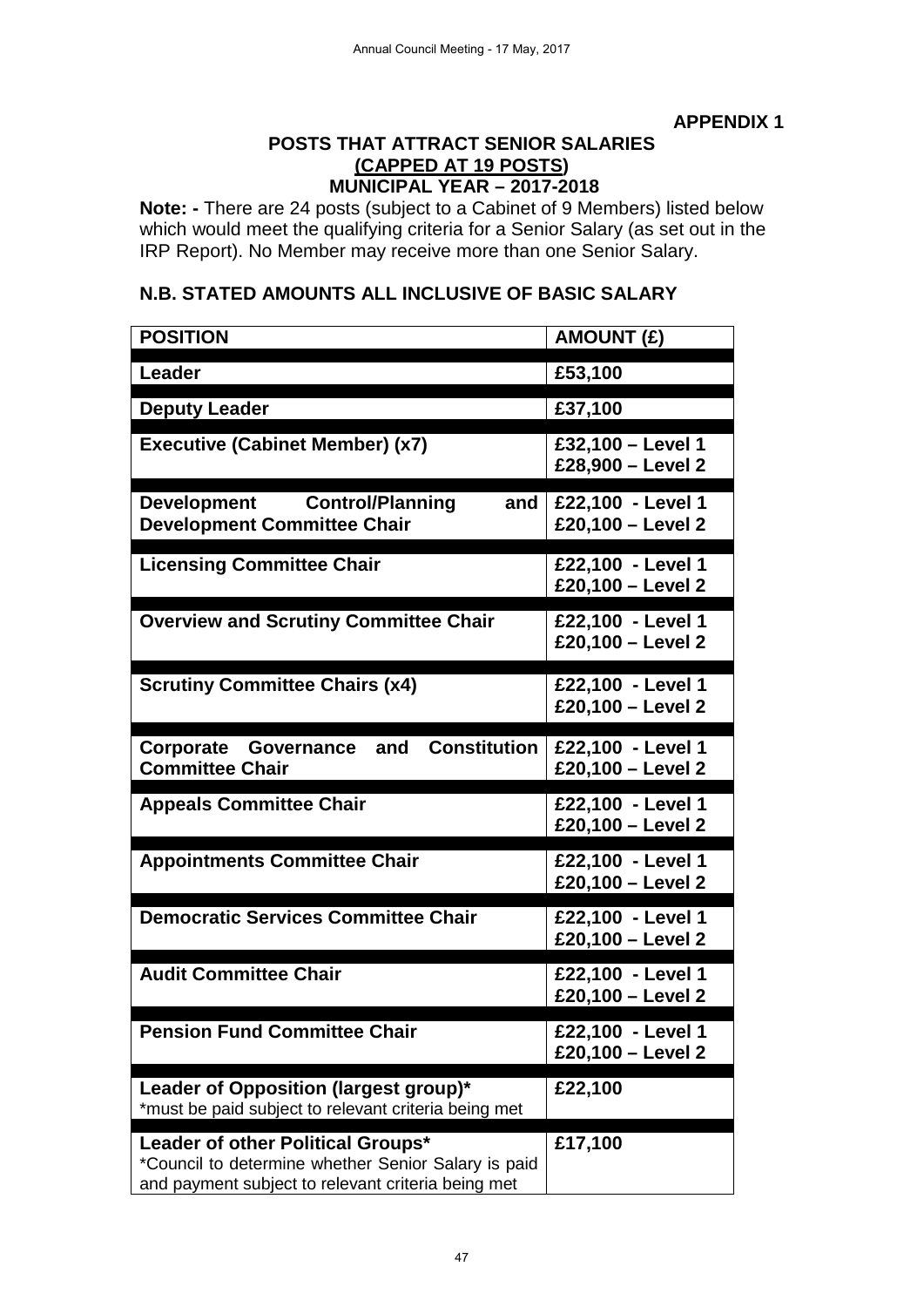**APPENDIX 1**

## POSTS THAT ATTRACT SENIOR SALARIES
## (CAPPED AT 19 POSTS)
## MUNICIPAL YEAR – 2017-2018

**Note: -** There are 24 posts (subject to a Cabinet of 9 Members) listed below which would meet the qualifying criteria for a Senior Salary (as set out in the IRP Report). No Member may receive more than one Senior Salary.

**N.B. STATED AMOUNTS ALL INCLUSIVE OF BASIC SALARY**

| POSITION | AMOUNT (£) |
|---|---|
| **Leader** | **£53,100** |
| **Deputy Leader** | **£37,100** |
| **Executive (Cabinet Member) (x7)** | **£32,100 – Level 1**<br>**£28,900 – Level 2** |
| **Development Control/Planning and Development Committee Chair** | **£22,100 - Level 1**<br>**£20,100 – Level 2** |
| **Licensing Committee Chair** | **£22,100 - Level 1**<br>**£20,100 – Level 2** |
| **Overview and Scrutiny Committee Chair** | **£22,100 - Level 1**<br>**£20,100 – Level 2** |
| **Scrutiny Committee Chairs (x4)** | **£22,100 - Level 1**<br>**£20,100 – Level 2** |
| **Corporate Governance and Constitution Committee Chair** | **£22,100 - Level 1**<br>**£20,100 – Level 2** |
| **Appeals Committee Chair** | **£22,100 - Level 1**<br>**£20,100 – Level 2** |
| **Appointments Committee Chair** | **£22,100 - Level 1**<br>**£20,100 – Level 2** |
| **Democratic Services Committee Chair** | **£22,100 - Level 1**<br>**£20,100 – Level 2** |
| **Audit Committee Chair** | **£22,100 - Level 1**<br>**£20,100 – Level 2** |
| **Pension Fund Committee Chair** | **£22,100 - Level 1**<br>**£20,100 – Level 2** |
| **Leader of Opposition (largest group)***<br>*must be paid subject to relevant criteria being met | **£22,100** |
| **Leader of other Political Groups***<br>*Council to determine whether Senior Salary is paid and payment subject to relevant criteria being met | **£17,100** |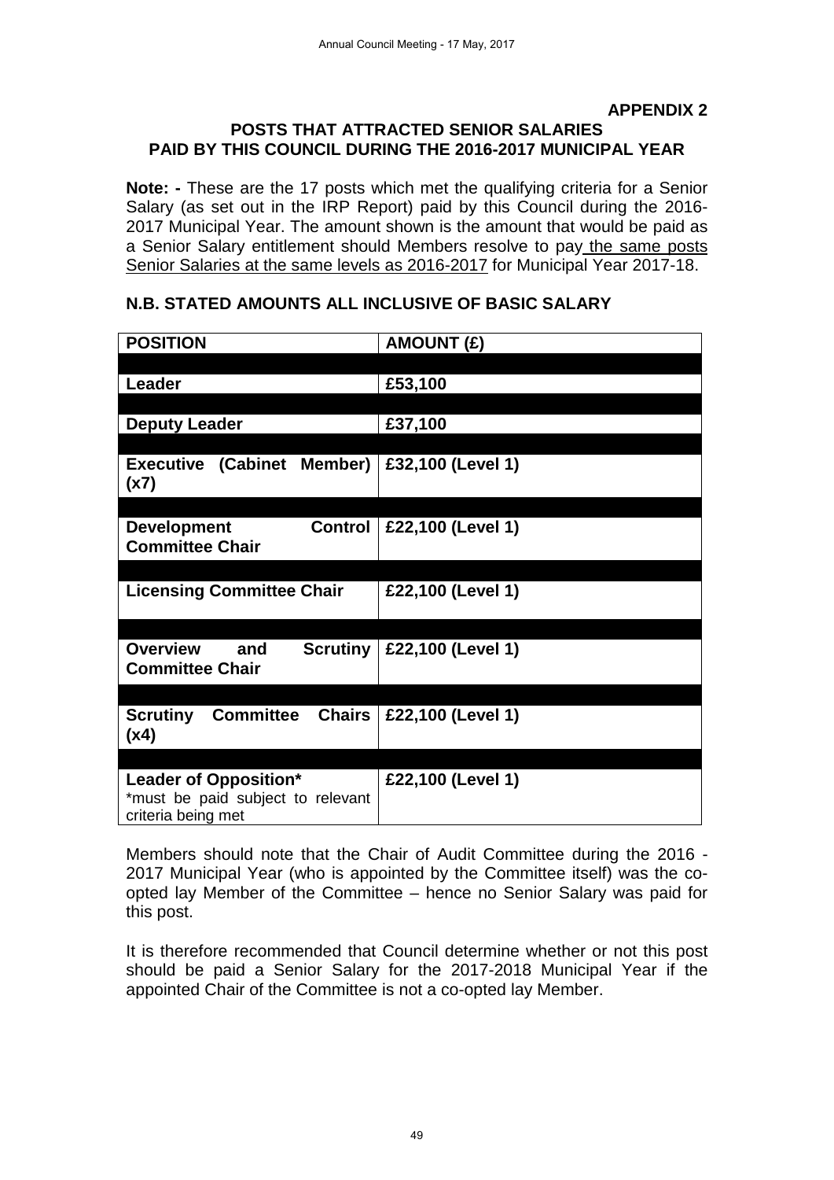**APPENDIX 2**

## POSTS THAT ATTRACTED SENIOR SALARIES PAID BY THIS COUNCIL DURING THE 2016-2017 MUNICIPAL YEAR

**Note: -** These are the 17 posts which met the qualifying criteria for a Senior Salary (as set out in the IRP Report) paid by this Council during the 2016-2017 Municipal Year. The amount shown is the amount that would be paid as a Senior Salary entitlement should Members resolve to pay the same posts Senior Salaries at the same levels as 2016-2017 for Municipal Year 2017-18.

### N.B. STATED AMOUNTS ALL INCLUSIVE OF BASIC SALARY

| POSITION | AMOUNT (£) |
|---|---|
| **Leader** | **£53,100** |
| **Deputy Leader** | **£37,100** |
| **Executive (Cabinet Member) (x7)** | **£32,100 (Level 1)** |
| **Development Control Committee Chair** | **£22,100 (Level 1)** |
| **Licensing Committee Chair** | **£22,100 (Level 1)** |
| **Overview and Scrutiny Committee Chair** | **£22,100 (Level 1)** |
| **Scrutiny Committee Chairs (x4)** | **£22,100 (Level 1)** |
| **Leader of Opposition*** *must be paid subject to relevant criteria being met | **£22,100 (Level 1)** |

Members should note that the Chair of Audit Committee during the 2016 - 2017 Municipal Year (who is appointed by the Committee itself) was the co-opted lay Member of the Committee – hence no Senior Salary was paid for this post.

It is therefore recommended that Council determine whether or not this post should be paid a Senior Salary for the 2017-2018 Municipal Year if the appointed Chair of the Committee is not a co-opted lay Member.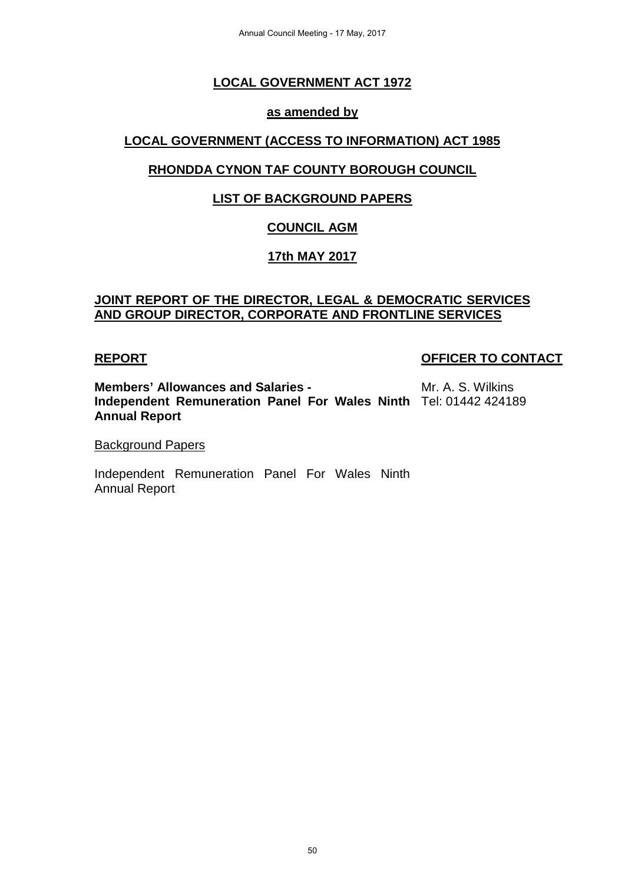**LOCAL GOVERNMENT ACT 1972**

**as amended by**

**LOCAL GOVERNMENT (ACCESS TO INFORMATION) ACT 1985**

**RHONDDA CYNON TAF COUNTY BOROUGH COUNCIL**

**LIST OF BACKGROUND PAPERS**

**COUNCIL AGM**

**17th MAY 2017**

**JOINT REPORT OF THE DIRECTOR, LEGAL & DEMOCRATIC SERVICES AND GROUP DIRECTOR, CORPORATE AND FRONTLINE SERVICES**

| **REPORT** | **OFFICER TO CONTACT** |
| --- | --- |
| **Members' Allowances and Salaries - Independent Remuneration Panel For Wales Ninth Annual Report** | Mr. A. S. Wilkins<br>Tel: 01442 424189 |

Background Papers

Independent Remuneration Panel For Wales Ninth Annual Report